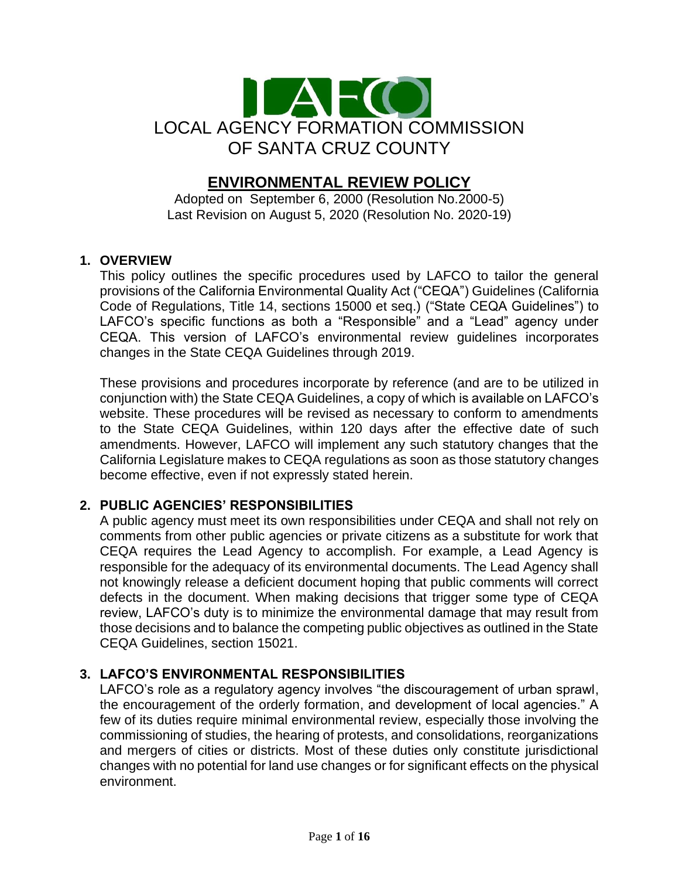# LOCAL AGENCY FORMATION COMMISSION OF SANTA CRUZ COUNTY

## ENVIRONMENTAL REVIEW POLICY

Adopted on September 6, 2000 (Resolution No.2000-5)
Last Revision on August 5, 2020 (Resolution No. 2020-19)

### 1. OVERVIEW

This policy outlines the specific procedures used by LAFCO to tailor the general provisions of the California Environmental Quality Act ("CEQA") Guidelines (California Code of Regulations, Title 14, sections 15000 et seq.) ("State CEQA Guidelines") to LAFCO's specific functions as both a "Responsible" and a "Lead" agency under CEQA. This version of LAFCO's environmental review guidelines incorporates changes in the State CEQA Guidelines through 2019.

These provisions and procedures incorporate by reference (and are to be utilized in conjunction with) the State CEQA Guidelines, a copy of which is available on LAFCO's website. These procedures will be revised as necessary to conform to amendments to the State CEQA Guidelines, within 120 days after the effective date of such amendments. However, LAFCO will implement any such statutory changes that the California Legislature makes to CEQA regulations as soon as those statutory changes become effective, even if not expressly stated herein.

### 2. PUBLIC AGENCIES' RESPONSIBILITIES

A public agency must meet its own responsibilities under CEQA and shall not rely on comments from other public agencies or private citizens as a substitute for work that CEQA requires the Lead Agency to accomplish. For example, a Lead Agency is responsible for the adequacy of its environmental documents. The Lead Agency shall not knowingly release a deficient document hoping that public comments will correct defects in the document. When making decisions that trigger some type of CEQA review, LAFCO's duty is to minimize the environmental damage that may result from those decisions and to balance the competing public objectives as outlined in the State CEQA Guidelines, section 15021.

### 3. LAFCO'S ENVIRONMENTAL RESPONSIBILITIES

LAFCO's role as a regulatory agency involves "the discouragement of urban sprawl, the encouragement of the orderly formation, and development of local agencies." A few of its duties require minimal environmental review, especially those involving the commissioning of studies, the hearing of protests, and consolidations, reorganizations and mergers of cities or districts. Most of these duties only constitute jurisdictional changes with no potential for land use changes or for significant effects on the physical environment.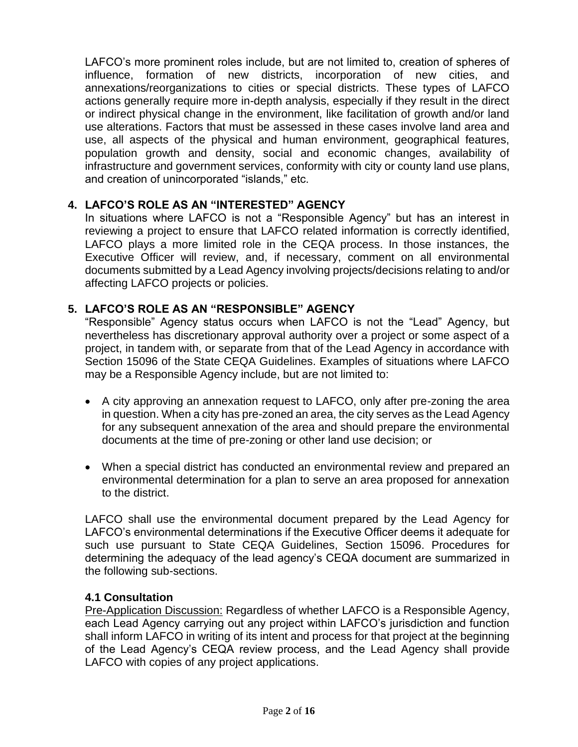LAFCO's more prominent roles include, but are not limited to, creation of spheres of influence, formation of new districts, incorporation of new cities, and annexations/reorganizations to cities or special districts. These types of LAFCO actions generally require more in-depth analysis, especially if they result in the direct or indirect physical change in the environment, like facilitation of growth and/or land use alterations. Factors that must be assessed in these cases involve land area and use, all aspects of the physical and human environment, geographical features, population growth and density, social and economic changes, availability of infrastructure and government services, conformity with city or county land use plans, and creation of unincorporated "islands," etc.

## 4. LAFCO'S ROLE AS AN "INTERESTED" AGENCY

In situations where LAFCO is not a "Responsible Agency" but has an interest in reviewing a project to ensure that LAFCO related information is correctly identified, LAFCO plays a more limited role in the CEQA process. In those instances, the Executive Officer will review, and, if necessary, comment on all environmental documents submitted by a Lead Agency involving projects/decisions relating to and/or affecting LAFCO projects or policies.

## 5. LAFCO'S ROLE AS AN "RESPONSIBLE" AGENCY

"Responsible" Agency status occurs when LAFCO is not the "Lead" Agency, but nevertheless has discretionary approval authority over a project or some aspect of a project, in tandem with, or separate from that of the Lead Agency in accordance with Section 15096 of the State CEQA Guidelines. Examples of situations where LAFCO may be a Responsible Agency include, but are not limited to:

- A city approving an annexation request to LAFCO, only after pre-zoning the area in question. When a city has pre-zoned an area, the city serves as the Lead Agency for any subsequent annexation of the area and should prepare the environmental documents at the time of pre-zoning or other land use decision; or

- When a special district has conducted an environmental review and prepared an environmental determination for a plan to serve an area proposed for annexation to the district.

LAFCO shall use the environmental document prepared by the Lead Agency for LAFCO's environmental determinations if the Executive Officer deems it adequate for such use pursuant to State CEQA Guidelines, Section 15096. Procedures for determining the adequacy of the lead agency's CEQA document are summarized in the following sub-sections.

### 4.1 Consultation

Pre-Application Discussion: Regardless of whether LAFCO is a Responsible Agency, each Lead Agency carrying out any project within LAFCO's jurisdiction and function shall inform LAFCO in writing of its intent and process for that project at the beginning of the Lead Agency's CEQA review process, and the Lead Agency shall provide LAFCO with copies of any project applications.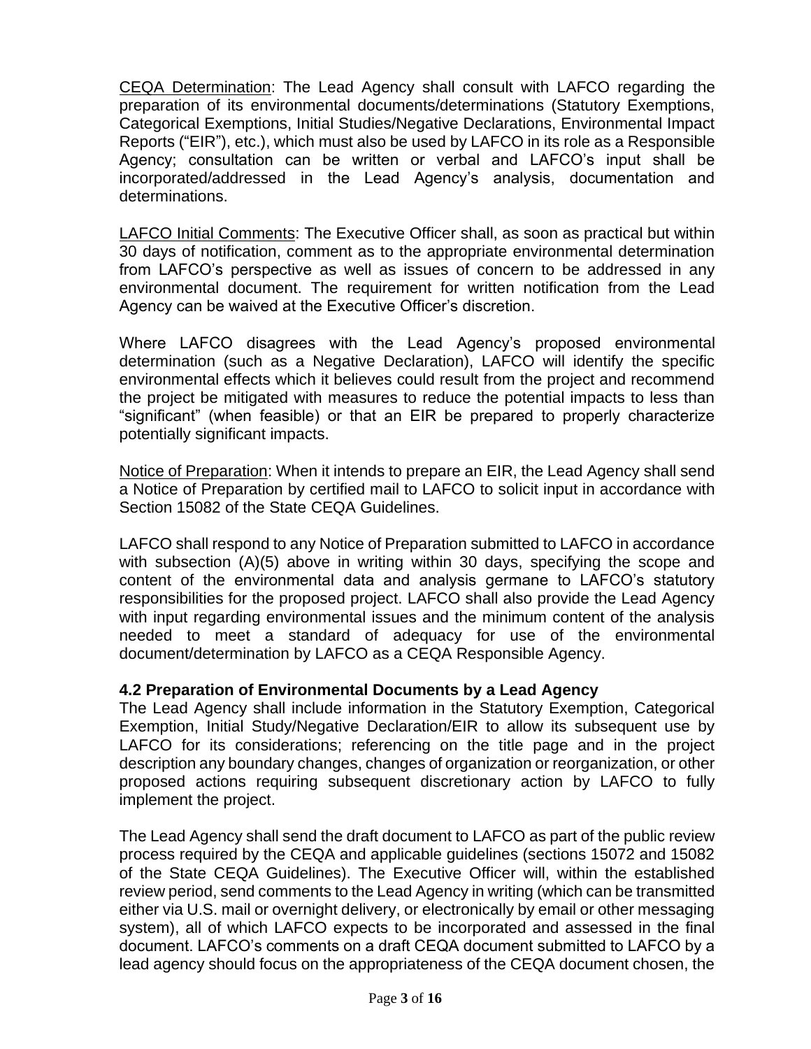<u>CEQA Determination</u>: The Lead Agency shall consult with LAFCO regarding the preparation of its environmental documents/determinations (Statutory Exemptions, Categorical Exemptions, Initial Studies/Negative Declarations, Environmental Impact Reports ("EIR"), etc.), which must also be used by LAFCO in its role as a Responsible Agency; consultation can be written or verbal and LAFCO's input shall be incorporated/addressed in the Lead Agency's analysis, documentation and determinations.

<u>LAFCO Initial Comments</u>: The Executive Officer shall, as soon as practical but within 30 days of notification, comment as to the appropriate environmental determination from LAFCO's perspective as well as issues of concern to be addressed in any environmental document. The requirement for written notification from the Lead Agency can be waived at the Executive Officer's discretion.

Where LAFCO disagrees with the Lead Agency's proposed environmental determination (such as a Negative Declaration), LAFCO will identify the specific environmental effects which it believes could result from the project and recommend the project be mitigated with measures to reduce the potential impacts to less than "significant" (when feasible) or that an EIR be prepared to properly characterize potentially significant impacts.

<u>Notice of Preparation</u>: When it intends to prepare an EIR, the Lead Agency shall send a Notice of Preparation by certified mail to LAFCO to solicit input in accordance with Section 15082 of the State CEQA Guidelines.

LAFCO shall respond to any Notice of Preparation submitted to LAFCO in accordance with subsection (A)(5) above in writing within 30 days, specifying the scope and content of the environmental data and analysis germane to LAFCO's statutory responsibilities for the proposed project. LAFCO shall also provide the Lead Agency with input regarding environmental issues and the minimum content of the analysis needed to meet a standard of adequacy for use of the environmental document/determination by LAFCO as a CEQA Responsible Agency.

### 4.2 Preparation of Environmental Documents by a Lead Agency

The Lead Agency shall include information in the Statutory Exemption, Categorical Exemption, Initial Study/Negative Declaration/EIR to allow its subsequent use by LAFCO for its considerations; referencing on the title page and in the project description any boundary changes, changes of organization or reorganization, or other proposed actions requiring subsequent discretionary action by LAFCO to fully implement the project.

The Lead Agency shall send the draft document to LAFCO as part of the public review process required by the CEQA and applicable guidelines (sections 15072 and 15082 of the State CEQA Guidelines). The Executive Officer will, within the established review period, send comments to the Lead Agency in writing (which can be transmitted either via U.S. mail or overnight delivery, or electronically by email or other messaging system), all of which LAFCO expects to be incorporated and assessed in the final document. LAFCO's comments on a draft CEQA document submitted to LAFCO by a lead agency should focus on the appropriateness of the CEQA document chosen, the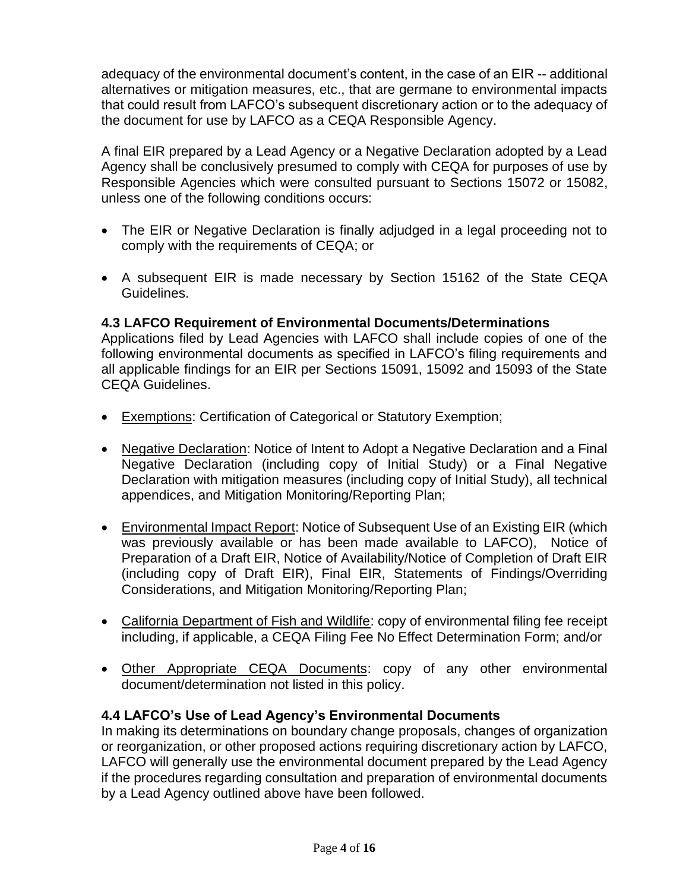adequacy of the environmental document's content, in the case of an EIR -- additional alternatives or mitigation measures, etc., that are germane to environmental impacts that could result from LAFCO's subsequent discretionary action or to the adequacy of the document for use by LAFCO as a CEQA Responsible Agency.

A final EIR prepared by a Lead Agency or a Negative Declaration adopted by a Lead Agency shall be conclusively presumed to comply with CEQA for purposes of use by Responsible Agencies which were consulted pursuant to Sections 15072 or 15082, unless one of the following conditions occurs:

- The EIR or Negative Declaration is finally adjudged in a legal proceeding not to comply with the requirements of CEQA; or
- A subsequent EIR is made necessary by Section 15162 of the State CEQA Guidelines.

### 4.3 LAFCO Requirement of Environmental Documents/Determinations

Applications filed by Lead Agencies with LAFCO shall include copies of one of the following environmental documents as specified in LAFCO's filing requirements and all applicable findings for an EIR per Sections 15091, 15092 and 15093 of the State CEQA Guidelines.

- <u>Exemptions</u>: Certification of Categorical or Statutory Exemption;
- <u>Negative Declaration</u>: Notice of Intent to Adopt a Negative Declaration and a Final Negative Declaration (including copy of Initial Study) or a Final Negative Declaration with mitigation measures (including copy of Initial Study), all technical appendices, and Mitigation Monitoring/Reporting Plan;
- <u>Environmental Impact Report</u>: Notice of Subsequent Use of an Existing EIR (which was previously available or has been made available to LAFCO), Notice of Preparation of a Draft EIR, Notice of Availability/Notice of Completion of Draft EIR (including copy of Draft EIR), Final EIR, Statements of Findings/Overriding Considerations, and Mitigation Monitoring/Reporting Plan;
- <u>California Department of Fish and Wildlife</u>: copy of environmental filing fee receipt including, if applicable, a CEQA Filing Fee No Effect Determination Form; and/or
- <u>Other Appropriate CEQA Documents</u>: copy of any other environmental document/determination not listed in this policy.

### 4.4 LAFCO's Use of Lead Agency's Environmental Documents

In making its determinations on boundary change proposals, changes of organization or reorganization, or other proposed actions requiring discretionary action by LAFCO, LAFCO will generally use the environmental document prepared by the Lead Agency if the procedures regarding consultation and preparation of environmental documents by a Lead Agency outlined above have been followed.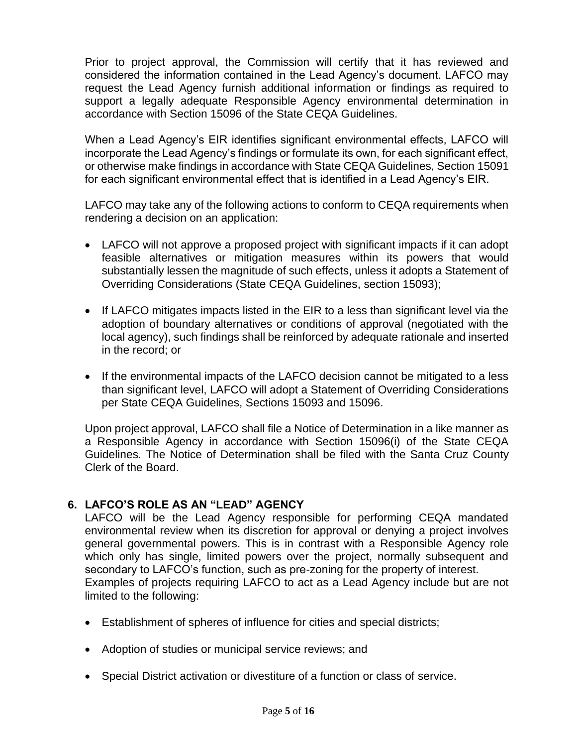Prior to project approval, the Commission will certify that it has reviewed and considered the information contained in the Lead Agency's document. LAFCO may request the Lead Agency furnish additional information or findings as required to support a legally adequate Responsible Agency environmental determination in accordance with Section 15096 of the State CEQA Guidelines.

When a Lead Agency's EIR identifies significant environmental effects, LAFCO will incorporate the Lead Agency's findings or formulate its own, for each significant effect, or otherwise make findings in accordance with State CEQA Guidelines, Section 15091 for each significant environmental effect that is identified in a Lead Agency's EIR.

LAFCO may take any of the following actions to conform to CEQA requirements when rendering a decision on an application:

- LAFCO will not approve a proposed project with significant impacts if it can adopt feasible alternatives or mitigation measures within its powers that would substantially lessen the magnitude of such effects, unless it adopts a Statement of Overriding Considerations (State CEQA Guidelines, section 15093);
- If LAFCO mitigates impacts listed in the EIR to a less than significant level via the adoption of boundary alternatives or conditions of approval (negotiated with the local agency), such findings shall be reinforced by adequate rationale and inserted in the record; or
- If the environmental impacts of the LAFCO decision cannot be mitigated to a less than significant level, LAFCO will adopt a Statement of Overriding Considerations per State CEQA Guidelines, Sections 15093 and 15096.

Upon project approval, LAFCO shall file a Notice of Determination in a like manner as a Responsible Agency in accordance with Section 15096(i) of the State CEQA Guidelines. The Notice of Determination shall be filed with the Santa Cruz County Clerk of the Board.

## 6. LAFCO'S ROLE AS AN "LEAD" AGENCY

LAFCO will be the Lead Agency responsible for performing CEQA mandated environmental review when its discretion for approval or denying a project involves general governmental powers. This is in contrast with a Responsible Agency role which only has single, limited powers over the project, normally subsequent and secondary to LAFCO's function, such as pre-zoning for the property of interest.
Examples of projects requiring LAFCO to act as a Lead Agency include but are not limited to the following:

- Establishment of spheres of influence for cities and special districts;
- Adoption of studies or municipal service reviews; and
- Special District activation or divestiture of a function or class of service.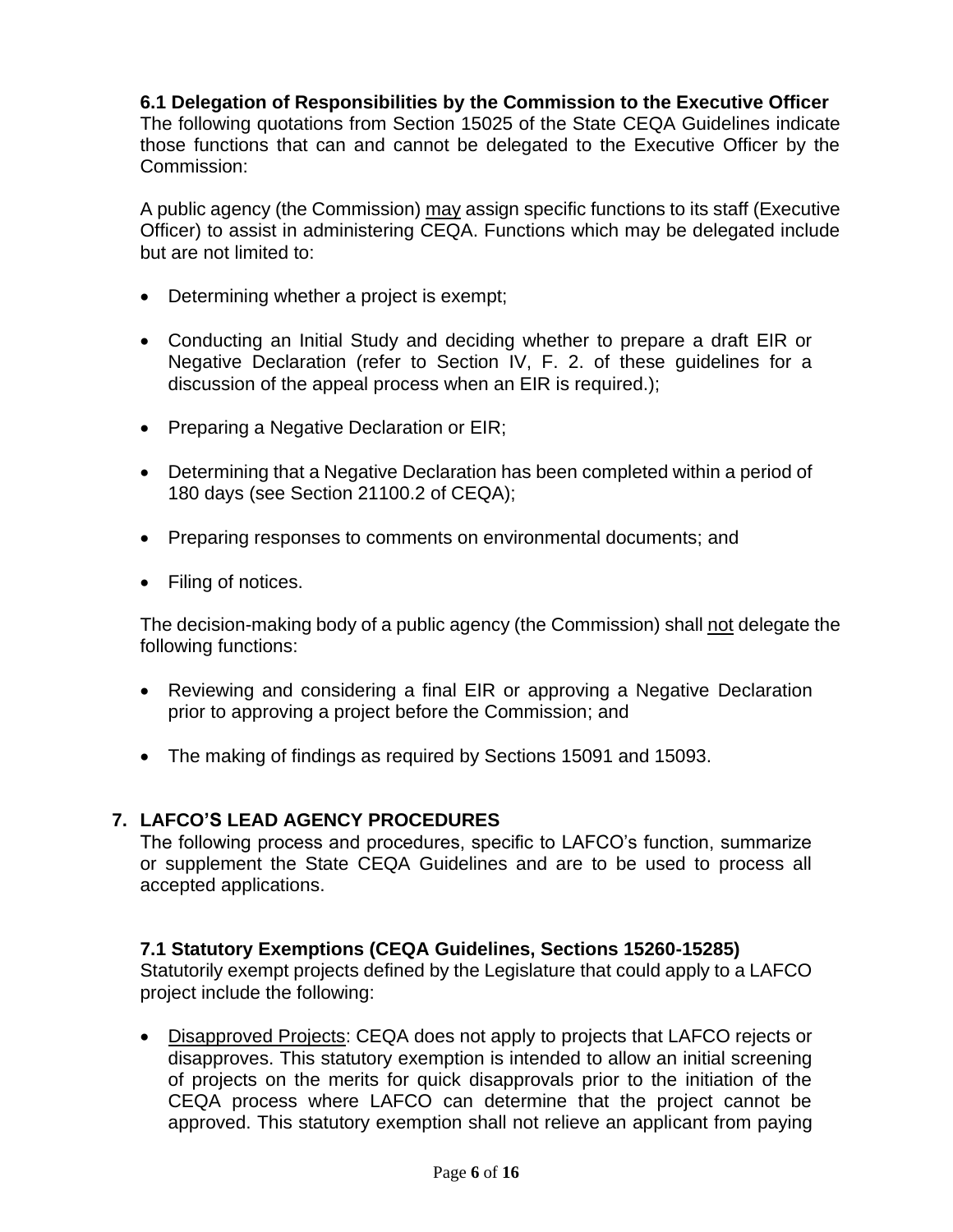### 6.1 Delegation of Responsibilities by the Commission to the Executive Officer

The following quotations from Section 15025 of the State CEQA Guidelines indicate those functions that can and cannot be delegated to the Executive Officer by the Commission:

A public agency (the Commission) <u>may</u> assign specific functions to its staff (Executive Officer) to assist in administering CEQA. Functions which may be delegated include but are not limited to:

- Determining whether a project is exempt;
- Conducting an Initial Study and deciding whether to prepare a draft EIR or Negative Declaration (refer to Section IV, F. 2. of these guidelines for a discussion of the appeal process when an EIR is required.);
- Preparing a Negative Declaration or EIR;
- Determining that a Negative Declaration has been completed within a period of 180 days (see Section 21100.2 of CEQA);
- Preparing responses to comments on environmental documents; and
- Filing of notices.

The decision-making body of a public agency (the Commission) shall <u>not</u> delegate the following functions:

- Reviewing and considering a final EIR or approving a Negative Declaration prior to approving a project before the Commission; and
- The making of findings as required by Sections 15091 and 15093.

## 7. LAFCO'S LEAD AGENCY PROCEDURES

The following process and procedures, specific to LAFCO's function, summarize or supplement the State CEQA Guidelines and are to be used to process all accepted applications.

### 7.1 Statutory Exemptions (CEQA Guidelines, Sections 15260-15285)

Statutorily exempt projects defined by the Legislature that could apply to a LAFCO project include the following:

- <u>Disapproved Projects</u>: CEQA does not apply to projects that LAFCO rejects or disapproves. This statutory exemption is intended to allow an initial screening of projects on the merits for quick disapprovals prior to the initiation of the CEQA process where LAFCO can determine that the project cannot be approved. This statutory exemption shall not relieve an applicant from paying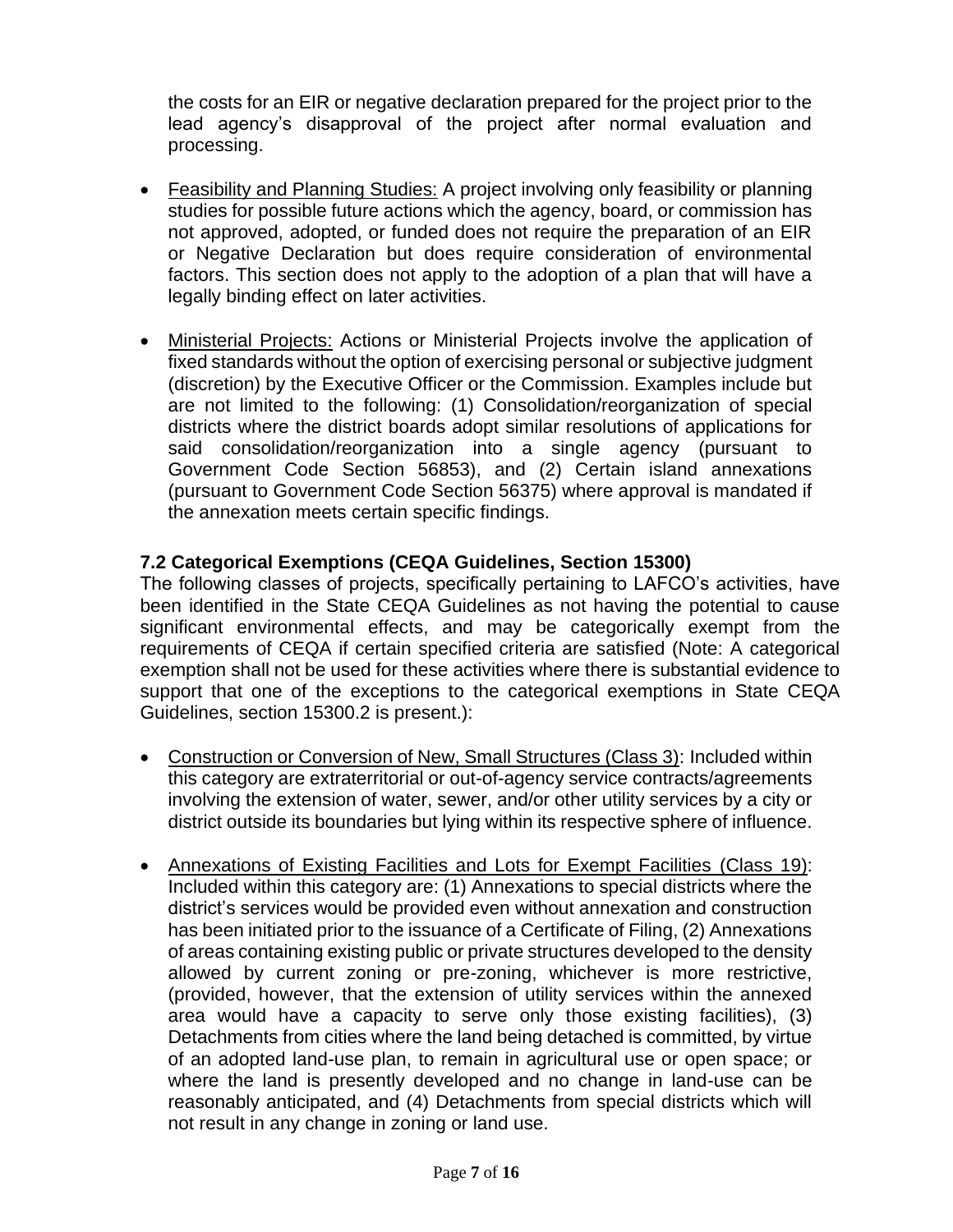the costs for an EIR or negative declaration prepared for the project prior to the lead agency's disapproval of the project after normal evaluation and processing.

- Feasibility and Planning Studies: A project involving only feasibility or planning studies for possible future actions which the agency, board, or commission has not approved, adopted, or funded does not require the preparation of an EIR or Negative Declaration but does require consideration of environmental factors. This section does not apply to the adoption of a plan that will have a legally binding effect on later activities.

- Ministerial Projects: Actions or Ministerial Projects involve the application of fixed standards without the option of exercising personal or subjective judgment (discretion) by the Executive Officer or the Commission. Examples include but are not limited to the following: (1) Consolidation/reorganization of special districts where the district boards adopt similar resolutions of applications for said consolidation/reorganization into a single agency (pursuant to Government Code Section 56853), and (2) Certain island annexations (pursuant to Government Code Section 56375) where approval is mandated if the annexation meets certain specific findings.

### 7.2 Categorical Exemptions (CEQA Guidelines, Section 15300)

The following classes of projects, specifically pertaining to LAFCO's activities, have been identified in the State CEQA Guidelines as not having the potential to cause significant environmental effects, and may be categorically exempt from the requirements of CEQA if certain specified criteria are satisfied (Note: A categorical exemption shall not be used for these activities where there is substantial evidence to support that one of the exceptions to the categorical exemptions in State CEQA Guidelines, section 15300.2 is present.):

- Construction or Conversion of New, Small Structures (Class 3): Included within this category are extraterritorial or out-of-agency service contracts/agreements involving the extension of water, sewer, and/or other utility services by a city or district outside its boundaries but lying within its respective sphere of influence.

- Annexations of Existing Facilities and Lots for Exempt Facilities (Class 19): Included within this category are: (1) Annexations to special districts where the district's services would be provided even without annexation and construction has been initiated prior to the issuance of a Certificate of Filing, (2) Annexations of areas containing existing public or private structures developed to the density allowed by current zoning or pre-zoning, whichever is more restrictive, (provided, however, that the extension of utility services within the annexed area would have a capacity to serve only those existing facilities), (3) Detachments from cities where the land being detached is committed, by virtue of an adopted land-use plan, to remain in agricultural use or open space; or where the land is presently developed and no change in land-use can be reasonably anticipated, and (4) Detachments from special districts which will not result in any change in zoning or land use.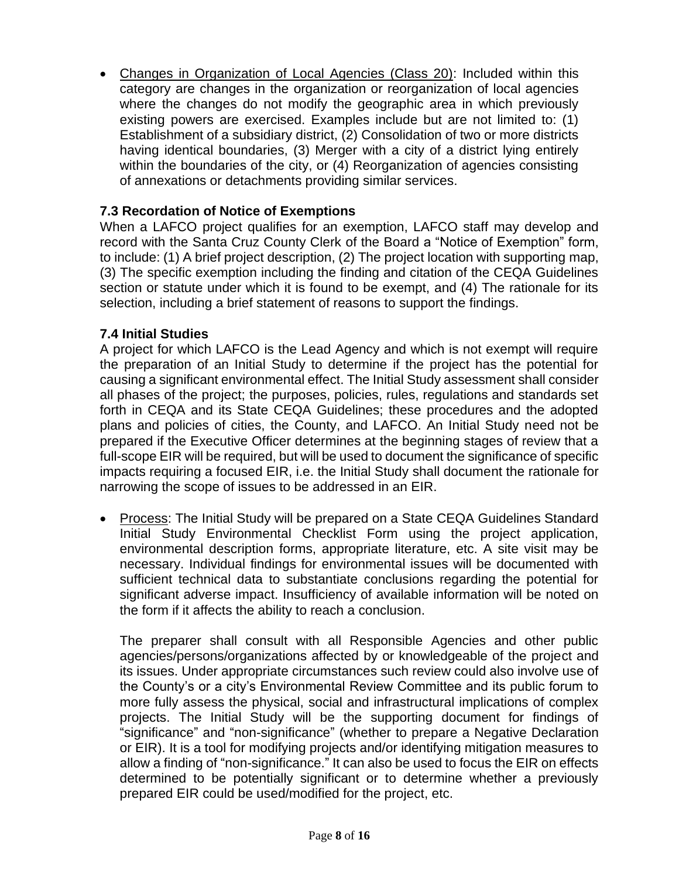- <u>Changes in Organization of Local Agencies (Class 20)</u>: Included within this category are changes in the organization or reorganization of local agencies where the changes do not modify the geographic area in which previously existing powers are exercised. Examples include but are not limited to: (1) Establishment of a subsidiary district, (2) Consolidation of two or more districts having identical boundaries, (3) Merger with a city of a district lying entirely within the boundaries of the city, or (4) Reorganization of agencies consisting of annexations or detachments providing similar services.

### 7.3 Recordation of Notice of Exemptions

When a LAFCO project qualifies for an exemption, LAFCO staff may develop and record with the Santa Cruz County Clerk of the Board a "Notice of Exemption" form, to include: (1) A brief project description, (2) The project location with supporting map, (3) The specific exemption including the finding and citation of the CEQA Guidelines section or statute under which it is found to be exempt, and (4) The rationale for its selection, including a brief statement of reasons to support the findings.

### 7.4 Initial Studies

A project for which LAFCO is the Lead Agency and which is not exempt will require the preparation of an Initial Study to determine if the project has the potential for causing a significant environmental effect. The Initial Study assessment shall consider all phases of the project; the purposes, policies, rules, regulations and standards set forth in CEQA and its State CEQA Guidelines; these procedures and the adopted plans and policies of cities, the County, and LAFCO. An Initial Study need not be prepared if the Executive Officer determines at the beginning stages of review that a full-scope EIR will be required, but will be used to document the significance of specific impacts requiring a focused EIR, i.e. the Initial Study shall document the rationale for narrowing the scope of issues to be addressed in an EIR.

- <u>Process</u>: The Initial Study will be prepared on a State CEQA Guidelines Standard Initial Study Environmental Checklist Form using the project application, environmental description forms, appropriate literature, etc. A site visit may be necessary. Individual findings for environmental issues will be documented with sufficient technical data to substantiate conclusions regarding the potential for significant adverse impact. Insufficiency of available information will be noted on the form if it affects the ability to reach a conclusion.

  The preparer shall consult with all Responsible Agencies and other public agencies/persons/organizations affected by or knowledgeable of the project and its issues. Under appropriate circumstances such review could also involve use of the County's or a city's Environmental Review Committee and its public forum to more fully assess the physical, social and infrastructural implications of complex projects. The Initial Study will be the supporting document for findings of "significance" and "non-significance" (whether to prepare a Negative Declaration or EIR). It is a tool for modifying projects and/or identifying mitigation measures to allow a finding of "non-significance." It can also be used to focus the EIR on effects determined to be potentially significant or to determine whether a previously prepared EIR could be used/modified for the project, etc.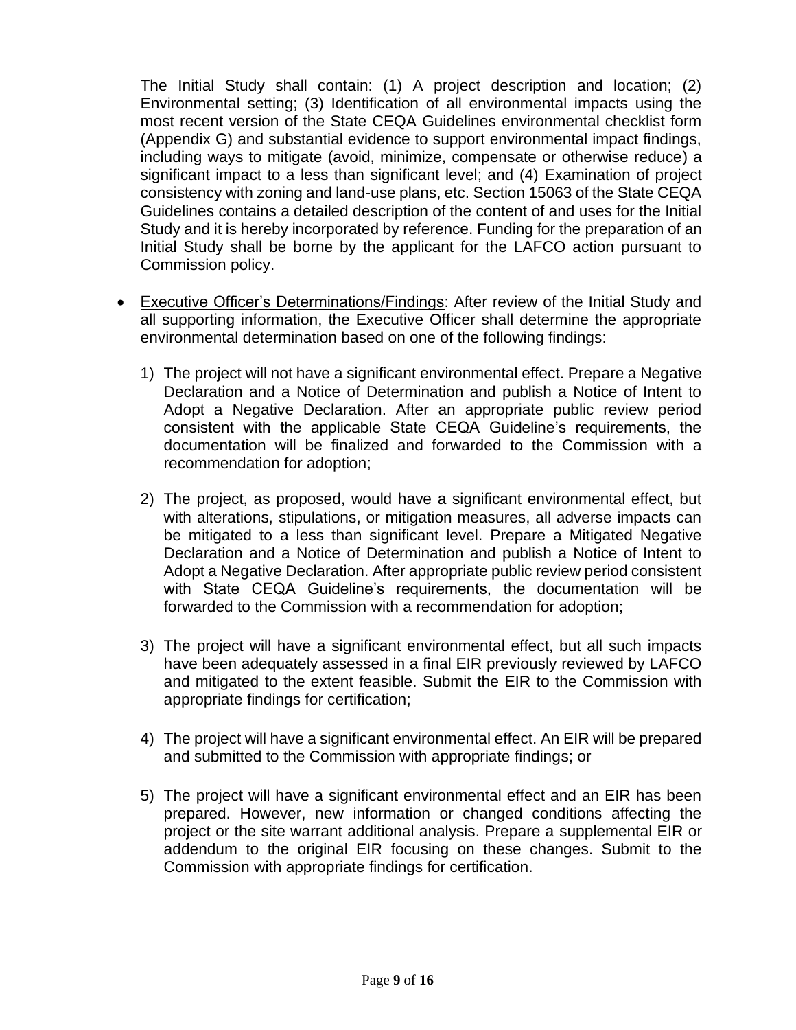The Initial Study shall contain: (1) A project description and location; (2) Environmental setting; (3) Identification of all environmental impacts using the most recent version of the State CEQA Guidelines environmental checklist form (Appendix G) and substantial evidence to support environmental impact findings, including ways to mitigate (avoid, minimize, compensate or otherwise reduce) a significant impact to a less than significant level; and (4) Examination of project consistency with zoning and land-use plans, etc. Section 15063 of the State CEQA Guidelines contains a detailed description of the content of and uses for the Initial Study and it is hereby incorporated by reference. Funding for the preparation of an Initial Study shall be borne by the applicant for the LAFCO action pursuant to Commission policy.

- <u>Executive Officer's Determinations/Findings</u>: After review of the Initial Study and all supporting information, the Executive Officer shall determine the appropriate environmental determination based on one of the following findings:

  1) The project will not have a significant environmental effect. Prepare a Negative Declaration and a Notice of Determination and publish a Notice of Intent to Adopt a Negative Declaration. After an appropriate public review period consistent with the applicable State CEQA Guideline's requirements, the documentation will be finalized and forwarded to the Commission with a recommendation for adoption;

  2) The project, as proposed, would have a significant environmental effect, but with alterations, stipulations, or mitigation measures, all adverse impacts can be mitigated to a less than significant level. Prepare a Mitigated Negative Declaration and a Notice of Determination and publish a Notice of Intent to Adopt a Negative Declaration. After appropriate public review period consistent with State CEQA Guideline's requirements, the documentation will be forwarded to the Commission with a recommendation for adoption;

  3) The project will have a significant environmental effect, but all such impacts have been adequately assessed in a final EIR previously reviewed by LAFCO and mitigated to the extent feasible. Submit the EIR to the Commission with appropriate findings for certification;

  4) The project will have a significant environmental effect. An EIR will be prepared and submitted to the Commission with appropriate findings; or

  5) The project will have a significant environmental effect and an EIR has been prepared. However, new information or changed conditions affecting the project or the site warrant additional analysis. Prepare a supplemental EIR or addendum to the original EIR focusing on these changes. Submit to the Commission with appropriate findings for certification.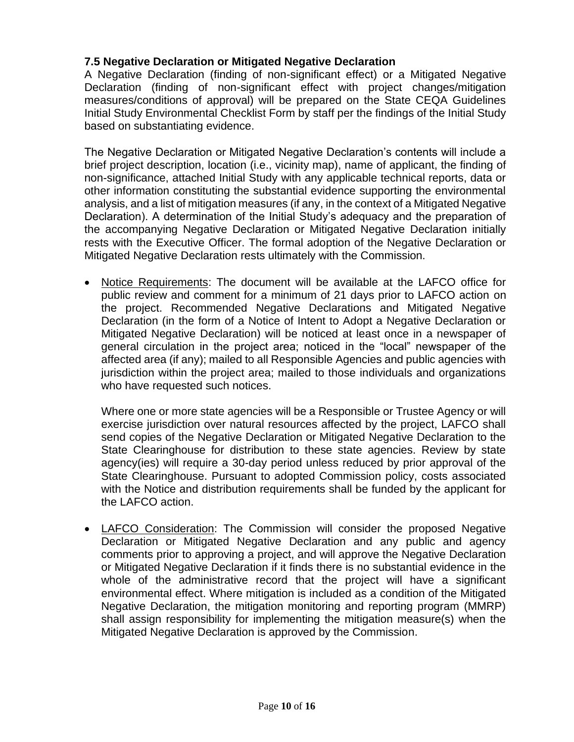### 7.5 Negative Declaration or Mitigated Negative Declaration

A Negative Declaration (finding of non-significant effect) or a Mitigated Negative Declaration (finding of non-significant effect with project changes/mitigation measures/conditions of approval) will be prepared on the State CEQA Guidelines Initial Study Environmental Checklist Form by staff per the findings of the Initial Study based on substantiating evidence.

The Negative Declaration or Mitigated Negative Declaration's contents will include a brief project description, location (i.e., vicinity map), name of applicant, the finding of non-significance, attached Initial Study with any applicable technical reports, data or other information constituting the substantial evidence supporting the environmental analysis, and a list of mitigation measures (if any, in the context of a Mitigated Negative Declaration). A determination of the Initial Study's adequacy and the preparation of the accompanying Negative Declaration or Mitigated Negative Declaration initially rests with the Executive Officer. The formal adoption of the Negative Declaration or Mitigated Negative Declaration rests ultimately with the Commission.

- Notice Requirements: The document will be available at the LAFCO office for public review and comment for a minimum of 21 days prior to LAFCO action on the project. Recommended Negative Declarations and Mitigated Negative Declaration (in the form of a Notice of Intent to Adopt a Negative Declaration or Mitigated Negative Declaration) will be noticed at least once in a newspaper of general circulation in the project area; noticed in the "local" newspaper of the affected area (if any); mailed to all Responsible Agencies and public agencies with jurisdiction within the project area; mailed to those individuals and organizations who have requested such notices.

  Where one or more state agencies will be a Responsible or Trustee Agency or will exercise jurisdiction over natural resources affected by the project, LAFCO shall send copies of the Negative Declaration or Mitigated Negative Declaration to the State Clearinghouse for distribution to these state agencies. Review by state agency(ies) will require a 30-day period unless reduced by prior approval of the State Clearinghouse. Pursuant to adopted Commission policy, costs associated with the Notice and distribution requirements shall be funded by the applicant for the LAFCO action.

- LAFCO Consideration: The Commission will consider the proposed Negative Declaration or Mitigated Negative Declaration and any public and agency comments prior to approving a project, and will approve the Negative Declaration or Mitigated Negative Declaration if it finds there is no substantial evidence in the whole of the administrative record that the project will have a significant environmental effect. Where mitigation is included as a condition of the Mitigated Negative Declaration, the mitigation monitoring and reporting program (MMRP) shall assign responsibility for implementing the mitigation measure(s) when the Mitigated Negative Declaration is approved by the Commission.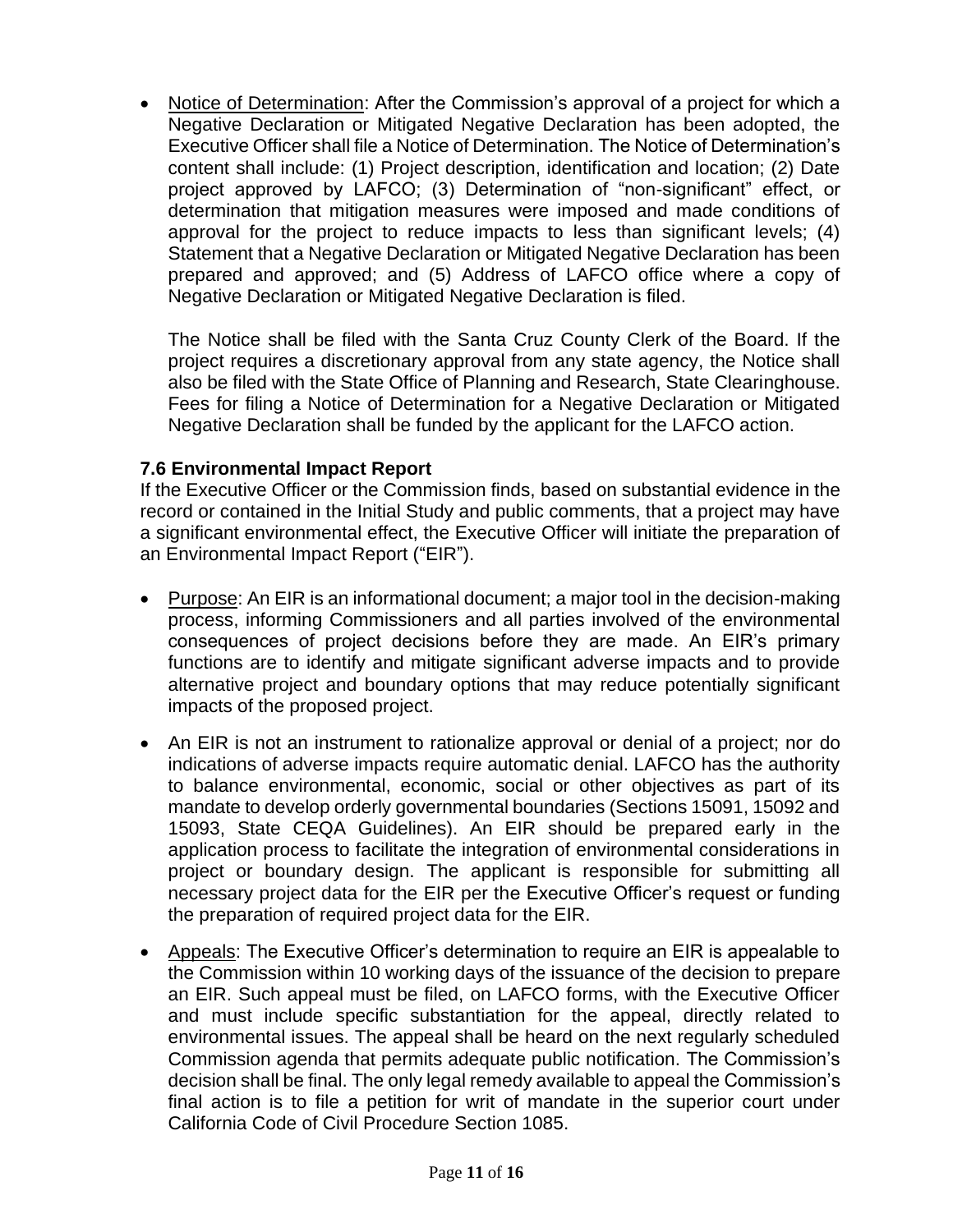- Notice of Determination: After the Commission's approval of a project for which a Negative Declaration or Mitigated Negative Declaration has been adopted, the Executive Officer shall file a Notice of Determination. The Notice of Determination's content shall include: (1) Project description, identification and location; (2) Date project approved by LAFCO; (3) Determination of "non-significant" effect, or determination that mitigation measures were imposed and made conditions of approval for the project to reduce impacts to less than significant levels; (4) Statement that a Negative Declaration or Mitigated Negative Declaration has been prepared and approved; and (5) Address of LAFCO office where a copy of Negative Declaration or Mitigated Negative Declaration is filed.

  The Notice shall be filed with the Santa Cruz County Clerk of the Board. If the project requires a discretionary approval from any state agency, the Notice shall also be filed with the State Office of Planning and Research, State Clearinghouse. Fees for filing a Notice of Determination for a Negative Declaration or Mitigated Negative Declaration shall be funded by the applicant for the LAFCO action.

### 7.6 Environmental Impact Report

If the Executive Officer or the Commission finds, based on substantial evidence in the record or contained in the Initial Study and public comments, that a project may have a significant environmental effect, the Executive Officer will initiate the preparation of an Environmental Impact Report ("EIR").

- Purpose: An EIR is an informational document; a major tool in the decision-making process, informing Commissioners and all parties involved of the environmental consequences of project decisions before they are made. An EIR's primary functions are to identify and mitigate significant adverse impacts and to provide alternative project and boundary options that may reduce potentially significant impacts of the proposed project.
- An EIR is not an instrument to rationalize approval or denial of a project; nor do indications of adverse impacts require automatic denial. LAFCO has the authority to balance environmental, economic, social or other objectives as part of its mandate to develop orderly governmental boundaries (Sections 15091, 15092 and 15093, State CEQA Guidelines). An EIR should be prepared early in the application process to facilitate the integration of environmental considerations in project or boundary design. The applicant is responsible for submitting all necessary project data for the EIR per the Executive Officer's request or funding the preparation of required project data for the EIR.
- Appeals: The Executive Officer's determination to require an EIR is appealable to the Commission within 10 working days of the issuance of the decision to prepare an EIR. Such appeal must be filed, on LAFCO forms, with the Executive Officer and must include specific substantiation for the appeal, directly related to environmental issues. The appeal shall be heard on the next regularly scheduled Commission agenda that permits adequate public notification. The Commission's decision shall be final. The only legal remedy available to appeal the Commission's final action is to file a petition for writ of mandate in the superior court under California Code of Civil Procedure Section 1085.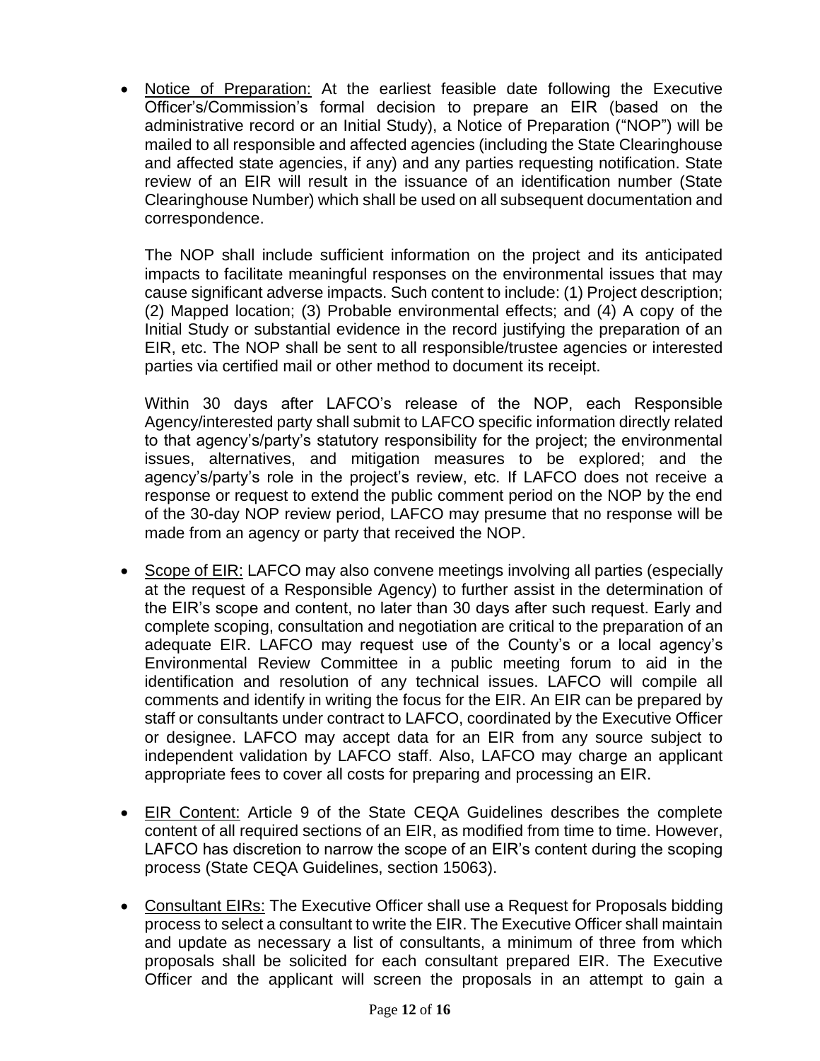- <u>Notice of Preparation:</u> At the earliest feasible date following the Executive Officer's/Commission's formal decision to prepare an EIR (based on the administrative record or an Initial Study), a Notice of Preparation ("NOP") will be mailed to all responsible and affected agencies (including the State Clearinghouse and affected state agencies, if any) and any parties requesting notification. State review of an EIR will result in the issuance of an identification number (State Clearinghouse Number) which shall be used on all subsequent documentation and correspondence.

  The NOP shall include sufficient information on the project and its anticipated impacts to facilitate meaningful responses on the environmental issues that may cause significant adverse impacts. Such content to include: (1) Project description; (2) Mapped location; (3) Probable environmental effects; and (4) A copy of the Initial Study or substantial evidence in the record justifying the preparation of an EIR, etc. The NOP shall be sent to all responsible/trustee agencies or interested parties via certified mail or other method to document its receipt.

  Within 30 days after LAFCO's release of the NOP, each Responsible Agency/interested party shall submit to LAFCO specific information directly related to that agency's/party's statutory responsibility for the project; the environmental issues, alternatives, and mitigation measures to be explored; and the agency's/party's role in the project's review, etc. If LAFCO does not receive a response or request to extend the public comment period on the NOP by the end of the 30-day NOP review period, LAFCO may presume that no response will be made from an agency or party that received the NOP.

- <u>Scope of EIR:</u> LAFCO may also convene meetings involving all parties (especially at the request of a Responsible Agency) to further assist in the determination of the EIR's scope and content, no later than 30 days after such request. Early and complete scoping, consultation and negotiation are critical to the preparation of an adequate EIR. LAFCO may request use of the County's or a local agency's Environmental Review Committee in a public meeting forum to aid in the identification and resolution of any technical issues. LAFCO will compile all comments and identify in writing the focus for the EIR. An EIR can be prepared by staff or consultants under contract to LAFCO, coordinated by the Executive Officer or designee. LAFCO may accept data for an EIR from any source subject to independent validation by LAFCO staff. Also, LAFCO may charge an applicant appropriate fees to cover all costs for preparing and processing an EIR.

- <u>EIR Content:</u> Article 9 of the State CEQA Guidelines describes the complete content of all required sections of an EIR, as modified from time to time. However, LAFCO has discretion to narrow the scope of an EIR's content during the scoping process (State CEQA Guidelines, section 15063).

- <u>Consultant EIRs:</u> The Executive Officer shall use a Request for Proposals bidding process to select a consultant to write the EIR. The Executive Officer shall maintain and update as necessary a list of consultants, a minimum of three from which proposals shall be solicited for each consultant prepared EIR. The Executive Officer and the applicant will screen the proposals in an attempt to gain a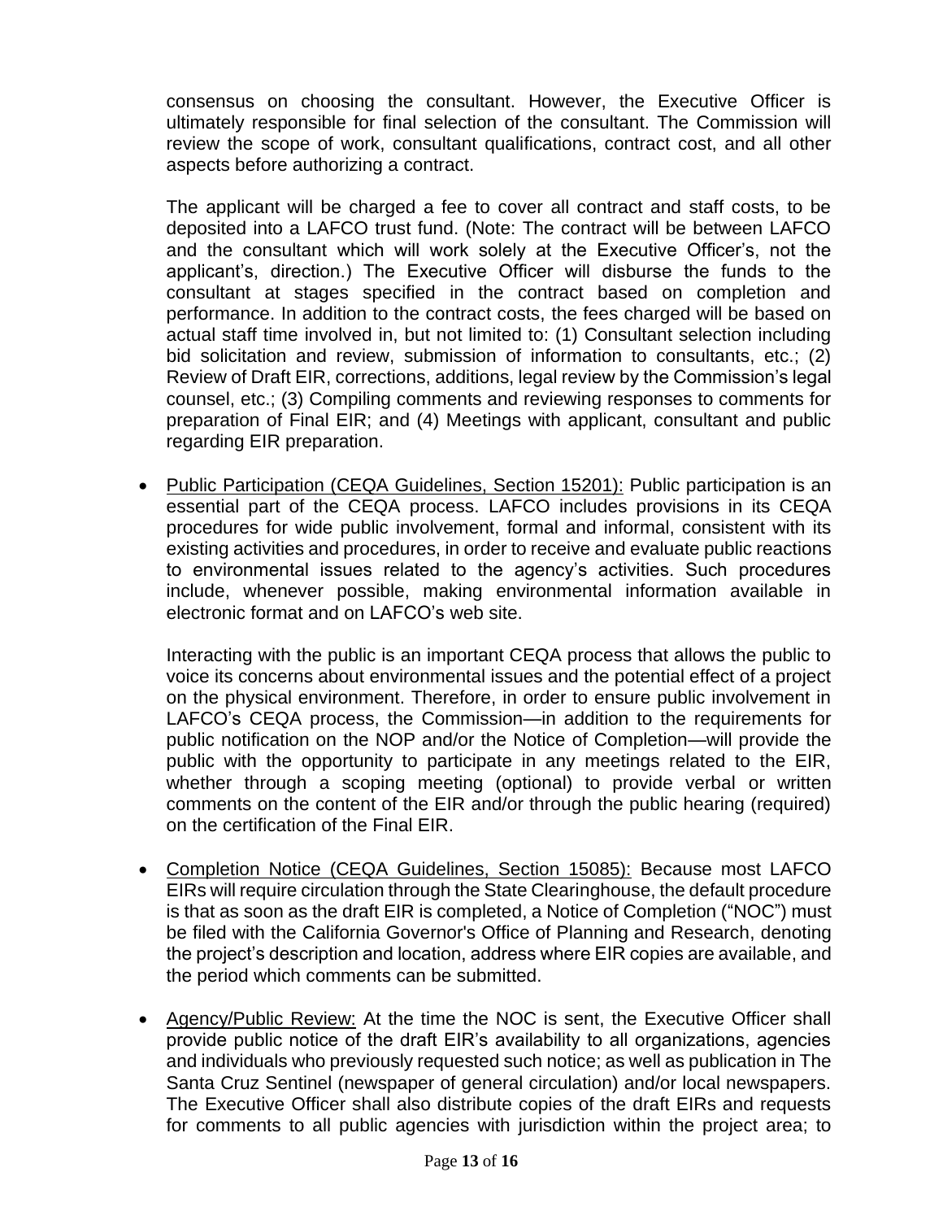consensus on choosing the consultant. However, the Executive Officer is ultimately responsible for final selection of the consultant. The Commission will review the scope of work, consultant qualifications, contract cost, and all other aspects before authorizing a contract.

The applicant will be charged a fee to cover all contract and staff costs, to be deposited into a LAFCO trust fund. (Note: The contract will be between LAFCO and the consultant which will work solely at the Executive Officer's, not the applicant's, direction.) The Executive Officer will disburse the funds to the consultant at stages specified in the contract based on completion and performance. In addition to the contract costs, the fees charged will be based on actual staff time involved in, but not limited to: (1) Consultant selection including bid solicitation and review, submission of information to consultants, etc.; (2) Review of Draft EIR, corrections, additions, legal review by the Commission's legal counsel, etc.; (3) Compiling comments and reviewing responses to comments for preparation of Final EIR; and (4) Meetings with applicant, consultant and public regarding EIR preparation.

- <u>Public Participation (CEQA Guidelines, Section 15201):</u> Public participation is an essential part of the CEQA process. LAFCO includes provisions in its CEQA procedures for wide public involvement, formal and informal, consistent with its existing activities and procedures, in order to receive and evaluate public reactions to environmental issues related to the agency's activities. Such procedures include, whenever possible, making environmental information available in electronic format and on LAFCO's web site.

  Interacting with the public is an important CEQA process that allows the public to voice its concerns about environmental issues and the potential effect of a project on the physical environment. Therefore, in order to ensure public involvement in LAFCO's CEQA process, the Commission—in addition to the requirements for public notification on the NOP and/or the Notice of Completion—will provide the public with the opportunity to participate in any meetings related to the EIR, whether through a scoping meeting (optional) to provide verbal or written comments on the content of the EIR and/or through the public hearing (required) on the certification of the Final EIR.

- <u>Completion Notice (CEQA Guidelines, Section 15085):</u> Because most LAFCO EIRs will require circulation through the State Clearinghouse, the default procedure is that as soon as the draft EIR is completed, a Notice of Completion ("NOC") must be filed with the California Governor's Office of Planning and Research, denoting the project's description and location, address where EIR copies are available, and the period which comments can be submitted.

- <u>Agency/Public Review:</u> At the time the NOC is sent, the Executive Officer shall provide public notice of the draft EIR's availability to all organizations, agencies and individuals who previously requested such notice; as well as publication in The Santa Cruz Sentinel (newspaper of general circulation) and/or local newspapers. The Executive Officer shall also distribute copies of the draft EIRs and requests for comments to all public agencies with jurisdiction within the project area; to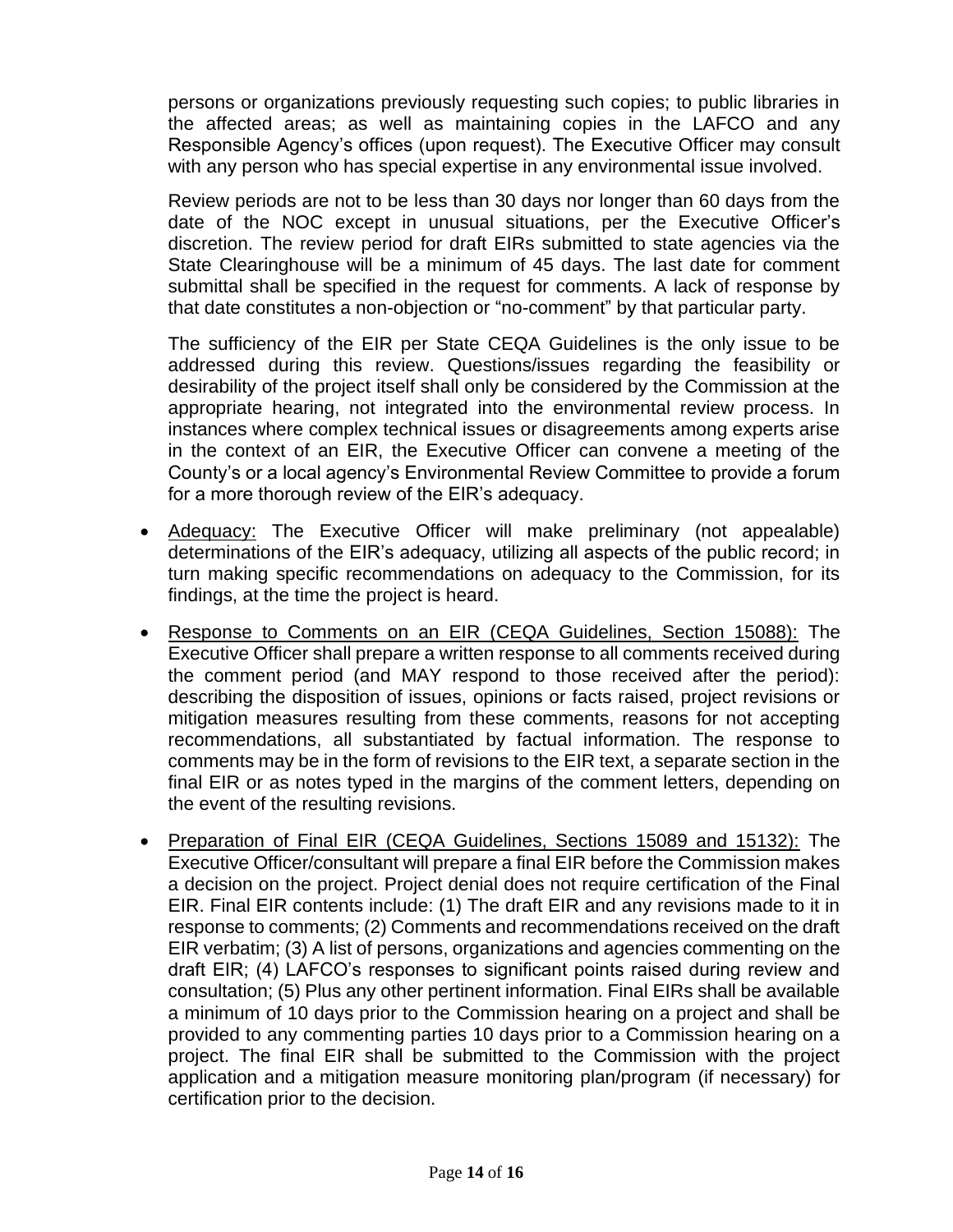persons or organizations previously requesting such copies; to public libraries in the affected areas; as well as maintaining copies in the LAFCO and any Responsible Agency's offices (upon request). The Executive Officer may consult with any person who has special expertise in any environmental issue involved.

Review periods are not to be less than 30 days nor longer than 60 days from the date of the NOC except in unusual situations, per the Executive Officer's discretion. The review period for draft EIRs submitted to state agencies via the State Clearinghouse will be a minimum of 45 days. The last date for comment submittal shall be specified in the request for comments. A lack of response by that date constitutes a non-objection or "no-comment" by that particular party.

The sufficiency of the EIR per State CEQA Guidelines is the only issue to be addressed during this review. Questions/issues regarding the feasibility or desirability of the project itself shall only be considered by the Commission at the appropriate hearing, not integrated into the environmental review process. In instances where complex technical issues or disagreements among experts arise in the context of an EIR, the Executive Officer can convene a meeting of the County's or a local agency's Environmental Review Committee to provide a forum for a more thorough review of the EIR's adequacy.

- Adequacy: The Executive Officer will make preliminary (not appealable) determinations of the EIR's adequacy, utilizing all aspects of the public record; in turn making specific recommendations on adequacy to the Commission, for its findings, at the time the project is heard.
- Response to Comments on an EIR (CEQA Guidelines, Section 15088): The Executive Officer shall prepare a written response to all comments received during the comment period (and MAY respond to those received after the period): describing the disposition of issues, opinions or facts raised, project revisions or mitigation measures resulting from these comments, reasons for not accepting recommendations, all substantiated by factual information. The response to comments may be in the form of revisions to the EIR text, a separate section in the final EIR or as notes typed in the margins of the comment letters, depending on the event of the resulting revisions.
- Preparation of Final EIR (CEQA Guidelines, Sections 15089 and 15132): The Executive Officer/consultant will prepare a final EIR before the Commission makes a decision on the project. Project denial does not require certification of the Final EIR. Final EIR contents include: (1) The draft EIR and any revisions made to it in response to comments; (2) Comments and recommendations received on the draft EIR verbatim; (3) A list of persons, organizations and agencies commenting on the draft EIR; (4) LAFCO's responses to significant points raised during review and consultation; (5) Plus any other pertinent information. Final EIRs shall be available a minimum of 10 days prior to the Commission hearing on a project and shall be provided to any commenting parties 10 days prior to a Commission hearing on a project. The final EIR shall be submitted to the Commission with the project application and a mitigation measure monitoring plan/program (if necessary) for certification prior to the decision.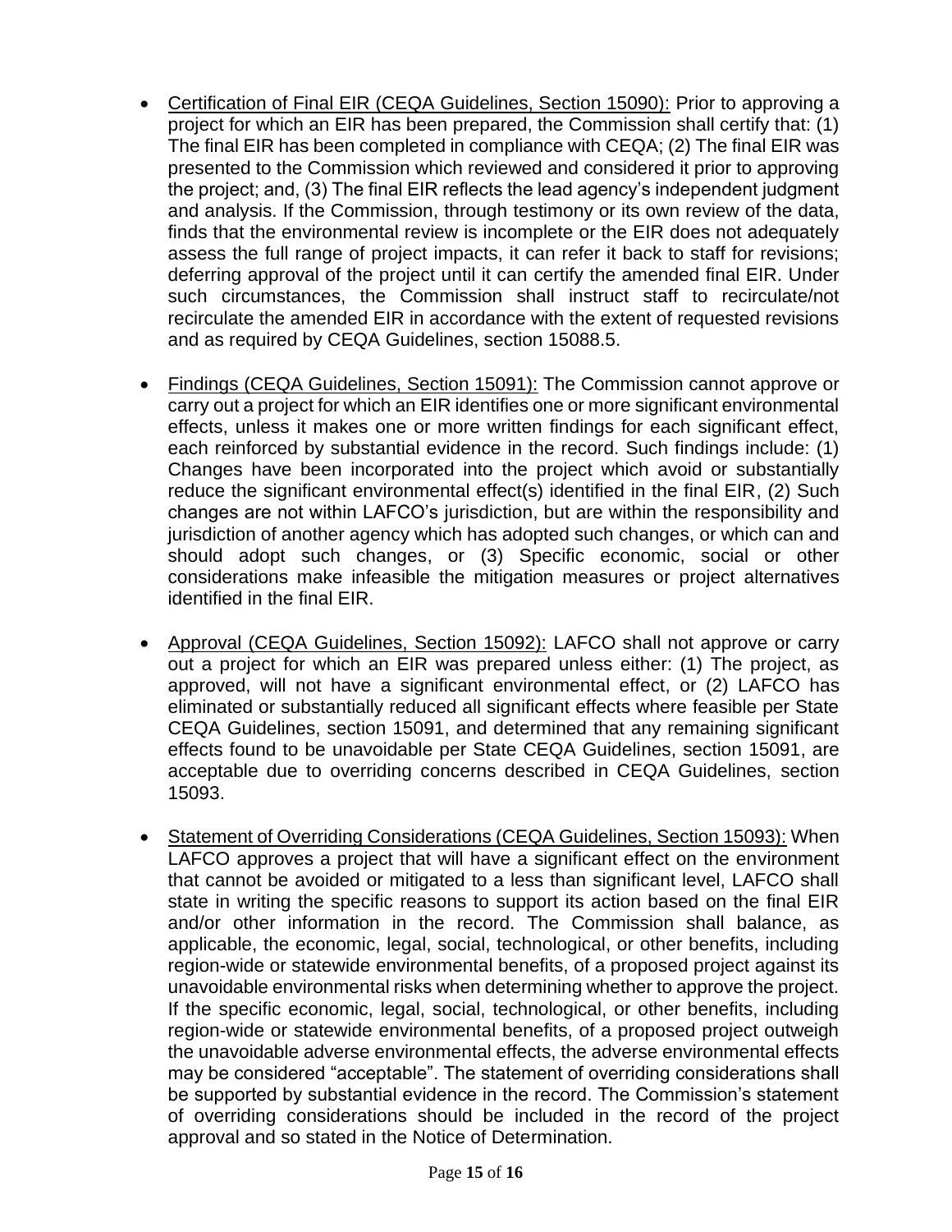- <u>Certification of Final EIR (CEQA Guidelines, Section 15090):</u> Prior to approving a project for which an EIR has been prepared, the Commission shall certify that: (1) The final EIR has been completed in compliance with CEQA; (2) The final EIR was presented to the Commission which reviewed and considered it prior to approving the project; and, (3) The final EIR reflects the lead agency's independent judgment and analysis. If the Commission, through testimony or its own review of the data, finds that the environmental review is incomplete or the EIR does not adequately assess the full range of project impacts, it can refer it back to staff for revisions; deferring approval of the project until it can certify the amended final EIR. Under such circumstances, the Commission shall instruct staff to recirculate/not recirculate the amended EIR in accordance with the extent of requested revisions and as required by CEQA Guidelines, section 15088.5.

- <u>Findings (CEQA Guidelines, Section 15091):</u> The Commission cannot approve or carry out a project for which an EIR identifies one or more significant environmental effects, unless it makes one or more written findings for each significant effect, each reinforced by substantial evidence in the record. Such findings include: (1) Changes have been incorporated into the project which avoid or substantially reduce the significant environmental effect(s) identified in the final EIR, (2) Such changes are not within LAFCO's jurisdiction, but are within the responsibility and jurisdiction of another agency which has adopted such changes, or which can and should adopt such changes, or (3) Specific economic, social or other considerations make infeasible the mitigation measures or project alternatives identified in the final EIR.

- <u>Approval (CEQA Guidelines, Section 15092):</u> LAFCO shall not approve or carry out a project for which an EIR was prepared unless either: (1) The project, as approved, will not have a significant environmental effect, or (2) LAFCO has eliminated or substantially reduced all significant effects where feasible per State CEQA Guidelines, section 15091, and determined that any remaining significant effects found to be unavoidable per State CEQA Guidelines, section 15091, are acceptable due to overriding concerns described in CEQA Guidelines, section 15093.

- <u>Statement of Overriding Considerations (CEQA Guidelines, Section 15093):</u> When LAFCO approves a project that will have a significant effect on the environment that cannot be avoided or mitigated to a less than significant level, LAFCO shall state in writing the specific reasons to support its action based on the final EIR and/or other information in the record. The Commission shall balance, as applicable, the economic, legal, social, technological, or other benefits, including region-wide or statewide environmental benefits, of a proposed project against its unavoidable environmental risks when determining whether to approve the project. If the specific economic, legal, social, technological, or other benefits, including region-wide or statewide environmental benefits, of a proposed project outweigh the unavoidable adverse environmental effects, the adverse environmental effects may be considered "acceptable". The statement of overriding considerations shall be supported by substantial evidence in the record. The Commission's statement of overriding considerations should be included in the record of the project approval and so stated in the Notice of Determination.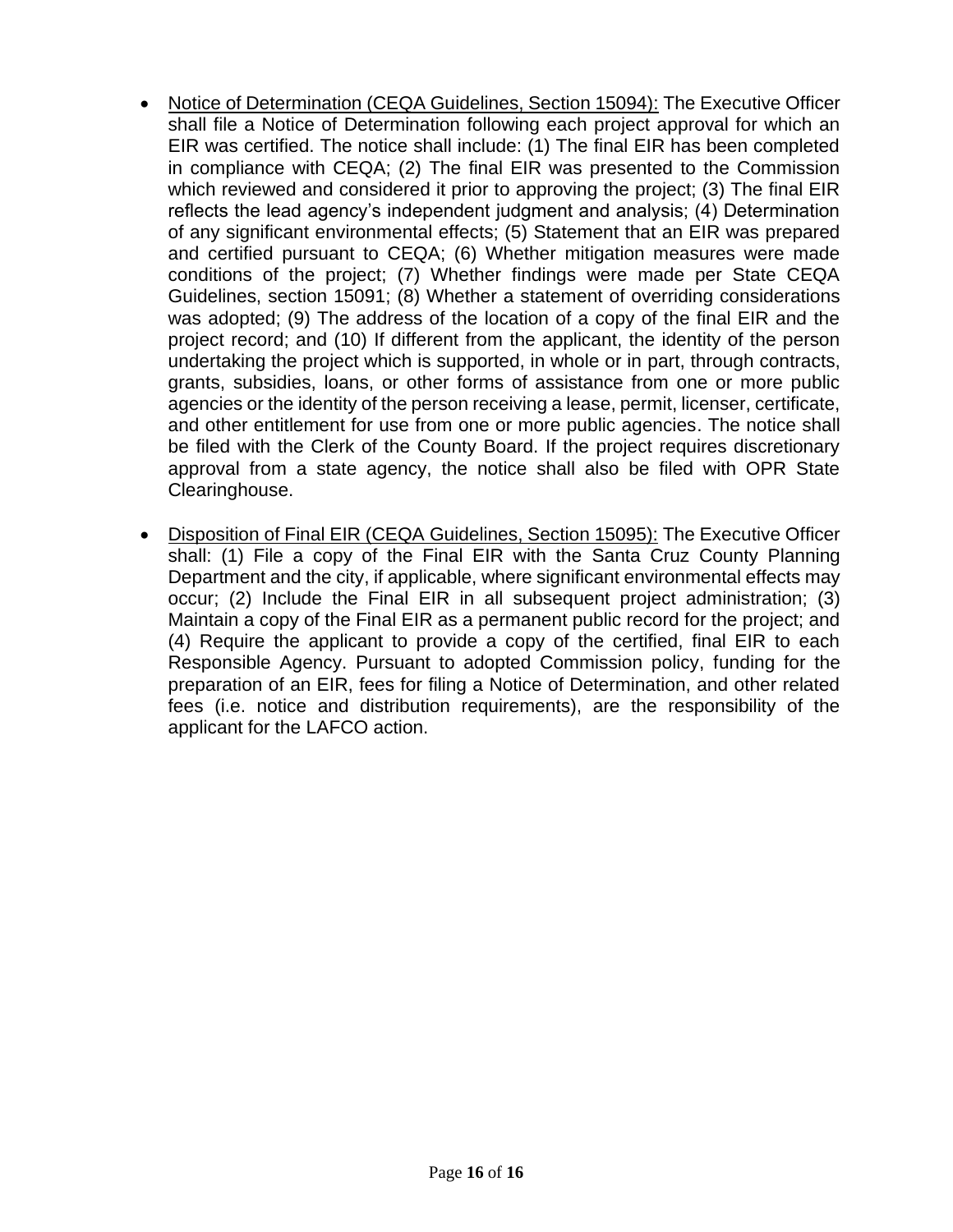- <u>Notice of Determination (CEQA Guidelines, Section 15094):</u> The Executive Officer shall file a Notice of Determination following each project approval for which an EIR was certified. The notice shall include: (1) The final EIR has been completed in compliance with CEQA; (2) The final EIR was presented to the Commission which reviewed and considered it prior to approving the project; (3) The final EIR reflects the lead agency's independent judgment and analysis; (4) Determination of any significant environmental effects; (5) Statement that an EIR was prepared and certified pursuant to CEQA; (6) Whether mitigation measures were made conditions of the project; (7) Whether findings were made per State CEQA Guidelines, section 15091; (8) Whether a statement of overriding considerations was adopted; (9) The address of the location of a copy of the final EIR and the project record; and (10) If different from the applicant, the identity of the person undertaking the project which is supported, in whole or in part, through contracts, grants, subsidies, loans, or other forms of assistance from one or more public agencies or the identity of the person receiving a lease, permit, licenser, certificate, and other entitlement for use from one or more public agencies. The notice shall be filed with the Clerk of the County Board. If the project requires discretionary approval from a state agency, the notice shall also be filed with OPR State Clearinghouse.

- <u>Disposition of Final EIR (CEQA Guidelines, Section 15095):</u> The Executive Officer shall: (1) File a copy of the Final EIR with the Santa Cruz County Planning Department and the city, if applicable, where significant environmental effects may occur; (2) Include the Final EIR in all subsequent project administration; (3) Maintain a copy of the Final EIR as a permanent public record for the project; and (4) Require the applicant to provide a copy of the certified, final EIR to each Responsible Agency. Pursuant to adopted Commission policy, funding for the preparation of an EIR, fees for filing a Notice of Determination, and other related fees (i.e. notice and distribution requirements), are the responsibility of the applicant for the LAFCO action.